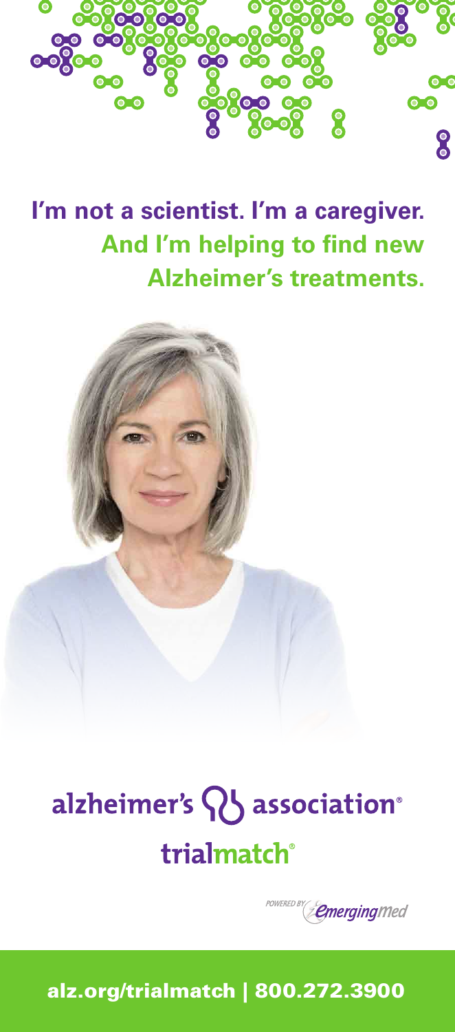# I'm not a scientist. I'm a caregiver. And I'm helping to find new Alzheimer's treatments.

alzheimer's association®

trialmatch®

POWERED BY EmergingMed

alz.org/trialmatch | 800.272.3900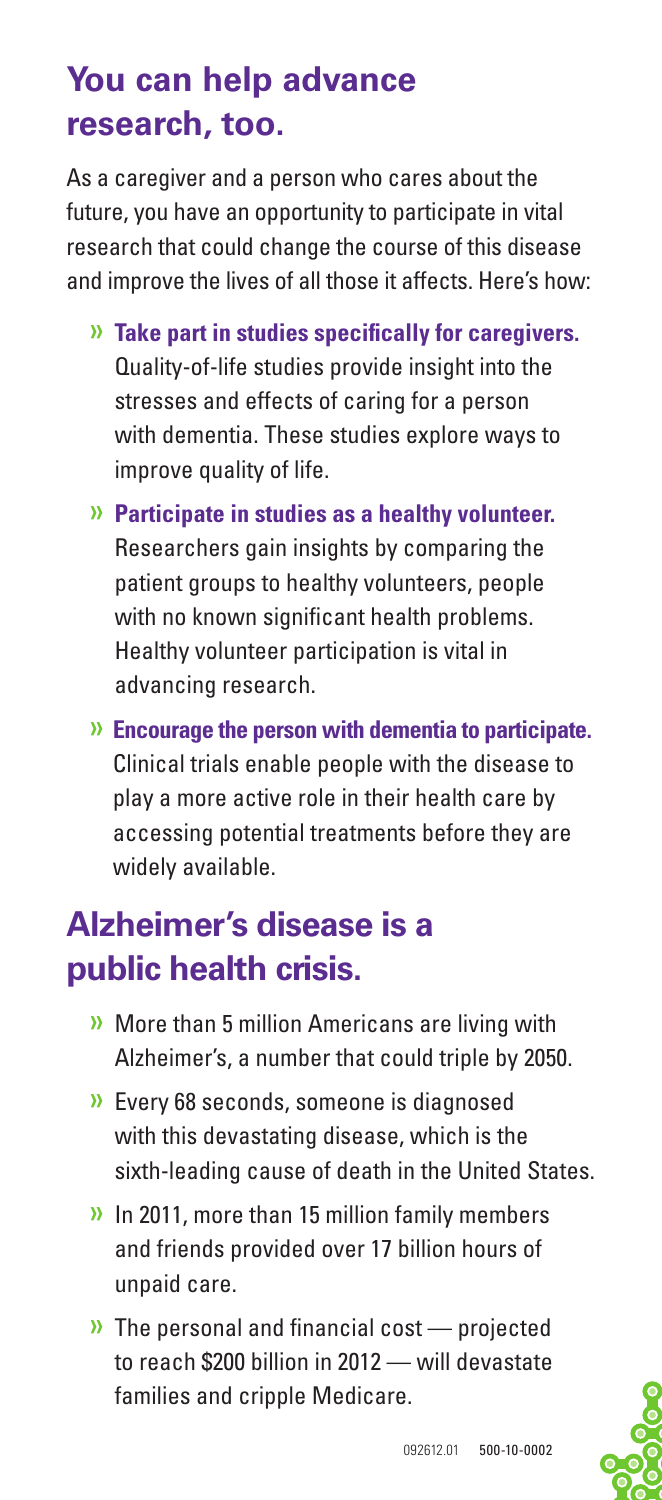## You can help advance research, too.

As a caregiver and a person who cares about the future, you have an opportunity to participate in vital research that could change the course of this disease and improve the lives of all those it affects. Here's how:

- **Take part in studies specifically for caregivers.** Quality-of-life studies provide insight into the stresses and effects of caring for a person with dementia. These studies explore ways to improve quality of life.
- **Participate in studies as a healthy volunteer.** Researchers gain insights by comparing the patient groups to healthy volunteers, people with no known significant health problems. Healthy volunteer participation is vital in advancing research.
- **Encourage the person with dementia to participate.** Clinical trials enable people with the disease to play a more active role in their health care by accessing potential treatments before they are widely available.

## Alzheimer's disease is a public health crisis.

- More than 5 million Americans are living with Alzheimer's, a number that could triple by 2050.
- Every 68 seconds, someone is diagnosed with this devastating disease, which is the sixth-leading cause of death in the United States.
- In 2011, more than 15 million family members and friends provided over 17 billion hours of unpaid care.
- The personal and financial cost — projected to reach $200 billion in 2012 — will devastate families and cripple Medicare.

092612.01 500-10-0002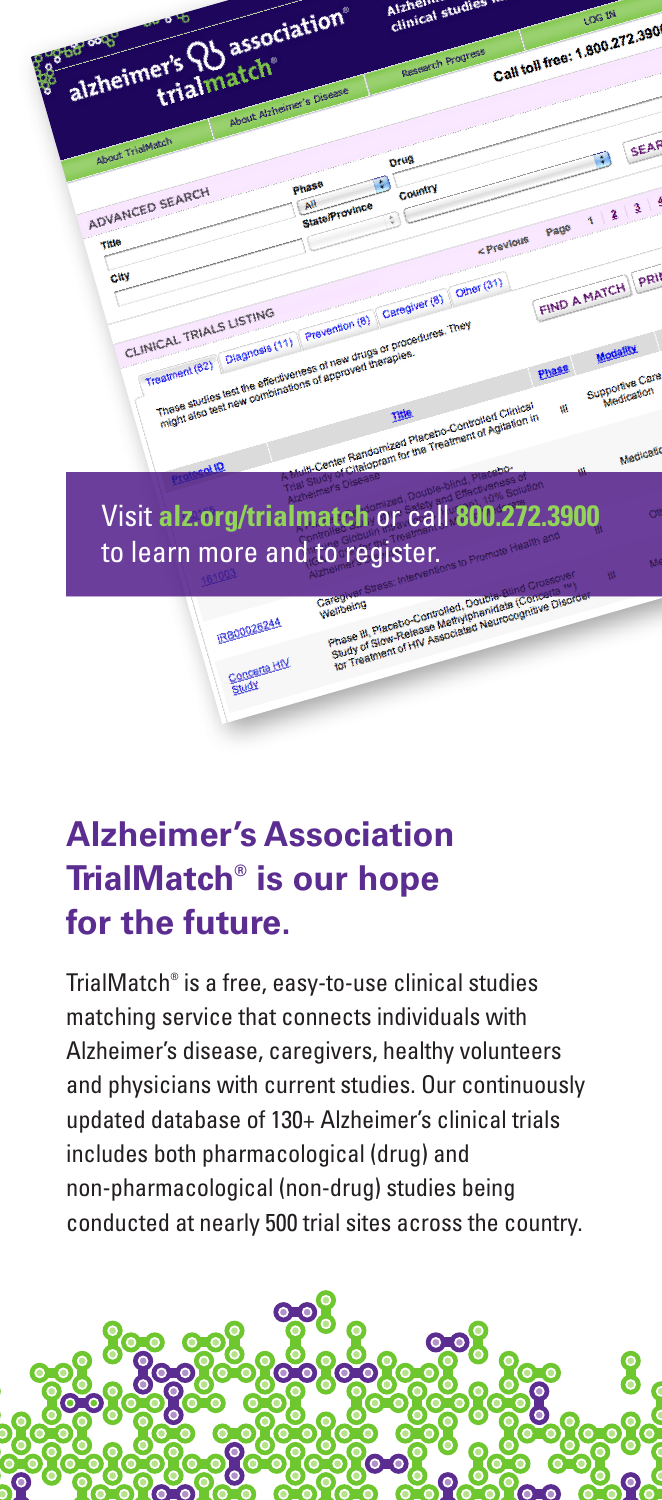Visit **alz.org/trialmatch** or call **800.272.3900** to learn more and to register.

## Alzheimer's Association TrialMatch® is our hope for the future.

TrialMatch® is a free, easy-to-use clinical studies matching service that connects individuals with Alzheimer's disease, caregivers, healthy volunteers and physicians with current studies. Our continuously updated database of 130+ Alzheimer's clinical trials includes both pharmacological (drug) and non-pharmacological (non-drug) studies being conducted at nearly 500 trial sites across the country.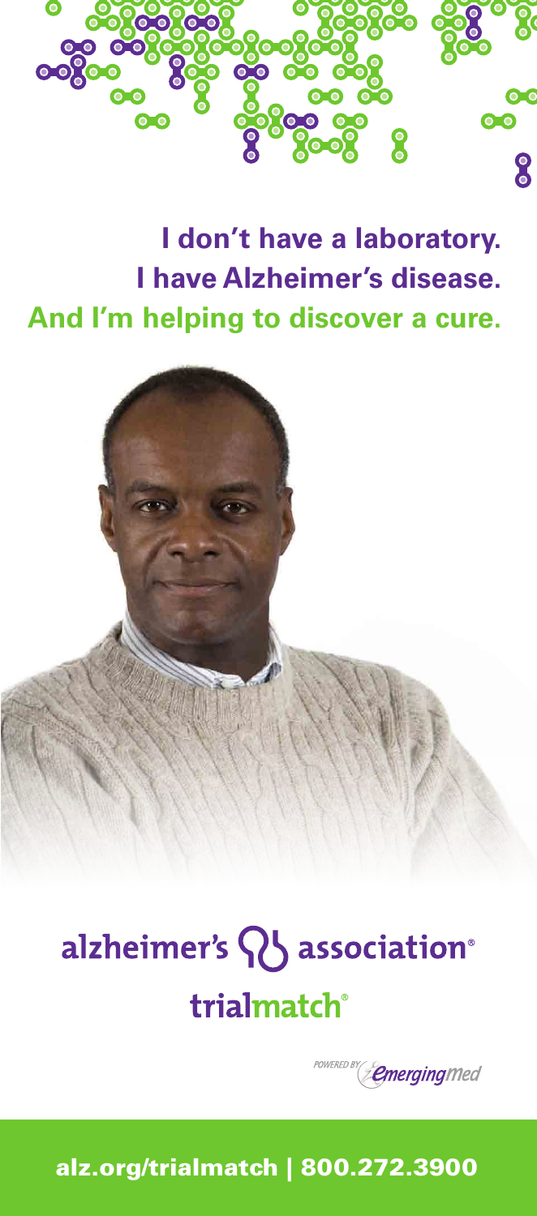**I don't have a laboratory.**
**I have Alzheimer's disease.**
**And I'm helping to discover a cure.**

alzheimer's association®

trialmatch®

POWERED BY EmergingMed

**alz.org/trialmatch | 800.272.3900**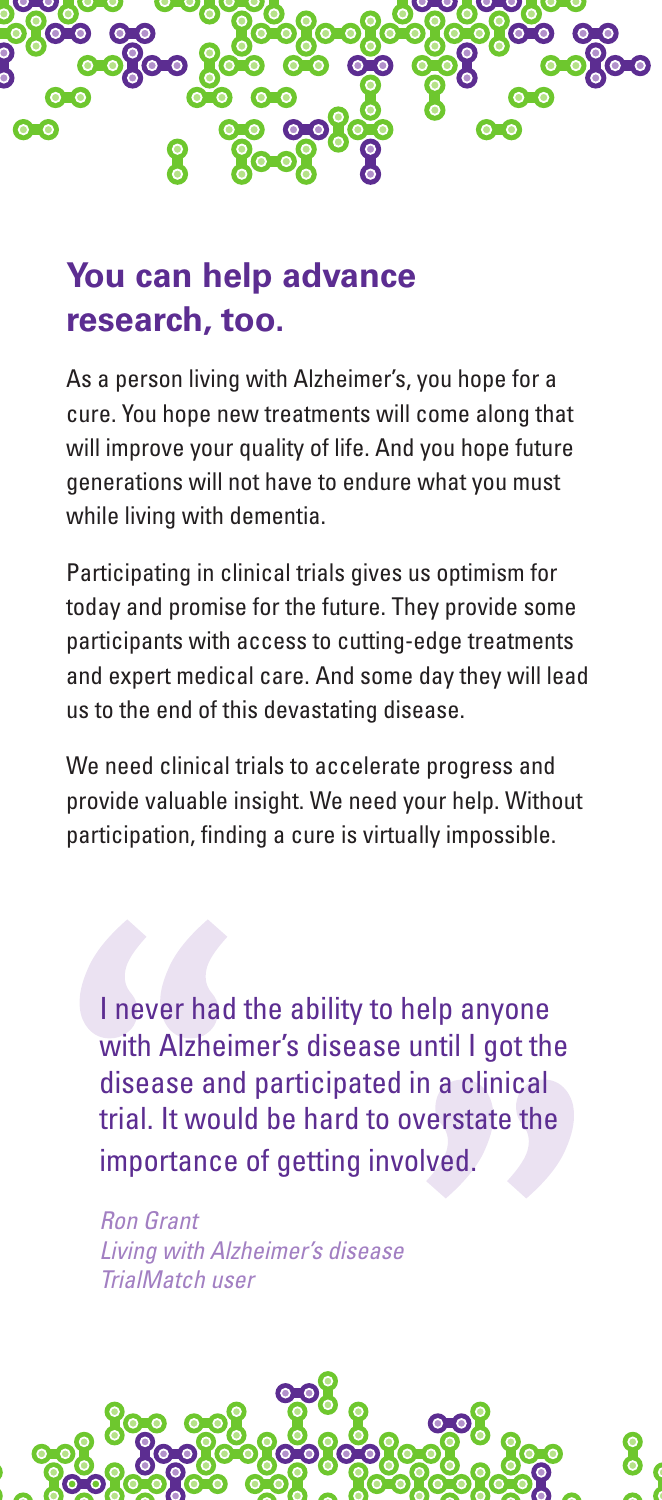## You can help advance research, too.

As a person living with Alzheimer's, you hope for a cure. You hope new treatments will come along that will improve your quality of life. And you hope future generations will not have to endure what you must while living with dementia.

Participating in clinical trials gives us optimism for today and promise for the future. They provide some participants with access to cutting-edge treatments and expert medical care. And some day they will lead us to the end of this devastating disease.

We need clinical trials to accelerate progress and provide valuable insight. We need your help. Without participation, finding a cure is virtually impossible.

> "I never had the ability to help anyone with Alzheimer's disease until I got the disease and participated in a clinical trial. It would be hard to overstate the importance of getting involved."
>
> *Ron Grant*
> *Living with Alzheimer's disease*
> *TrialMatch user*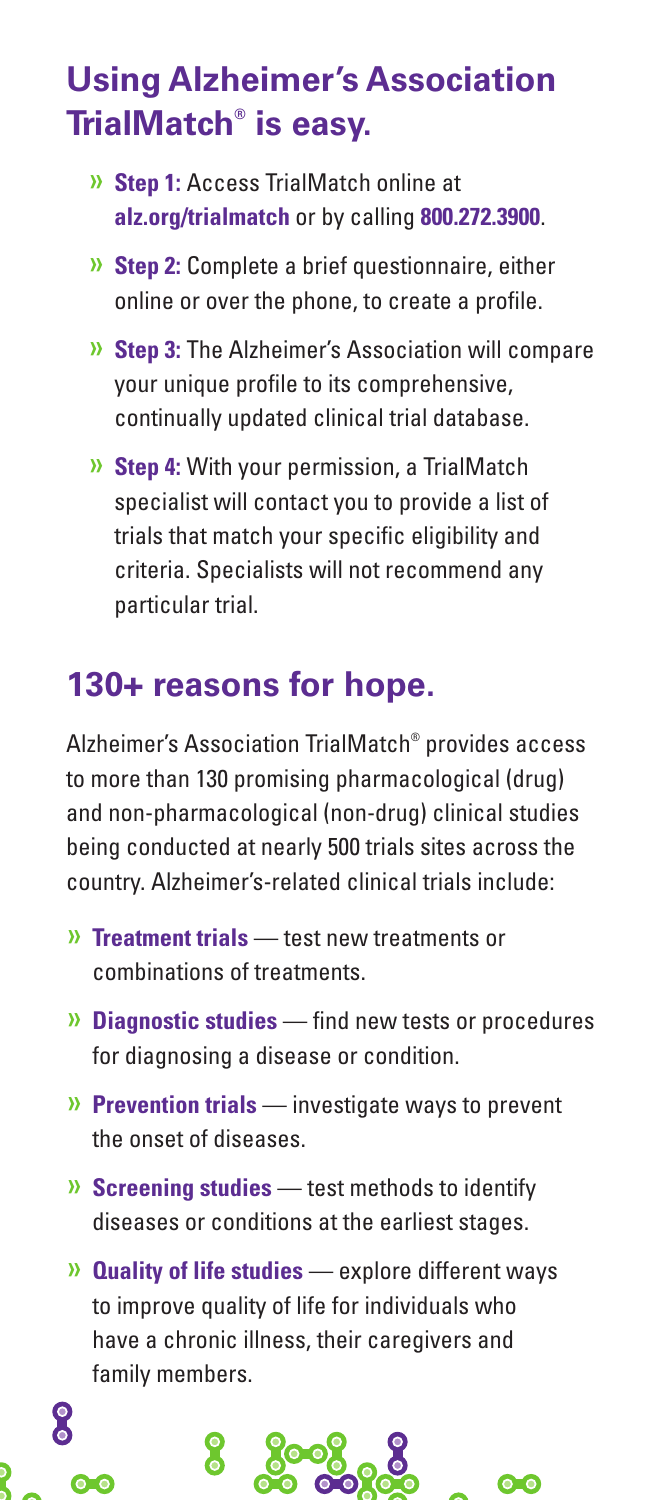## Using Alzheimer's Association TrialMatch® is easy.

- **Step 1:** Access TrialMatch online at **alz.org/trialmatch** or by calling **800.272.3900**.
- **Step 2:** Complete a brief questionnaire, either online or over the phone, to create a profile.
- **Step 3:** The Alzheimer's Association will compare your unique profile to its comprehensive, continually updated clinical trial database.
- **Step 4:** With your permission, a TrialMatch specialist will contact you to provide a list of trials that match your specific eligibility and criteria. Specialists will not recommend any particular trial.

## 130+ reasons for hope.

Alzheimer's Association TrialMatch® provides access to more than 130 promising pharmacological (drug) and non-pharmacological (non-drug) clinical studies being conducted at nearly 500 trials sites across the country. Alzheimer's-related clinical trials include:

- **Treatment trials** — test new treatments or combinations of treatments.
- **Diagnostic studies** — find new tests or procedures for diagnosing a disease or condition.
- **Prevention trials** — investigate ways to prevent the onset of diseases.
- **Screening studies** — test methods to identify diseases or conditions at the earliest stages.
- **Quality of life studies** — explore different ways to improve quality of life for individuals who have a chronic illness, their caregivers and family members.